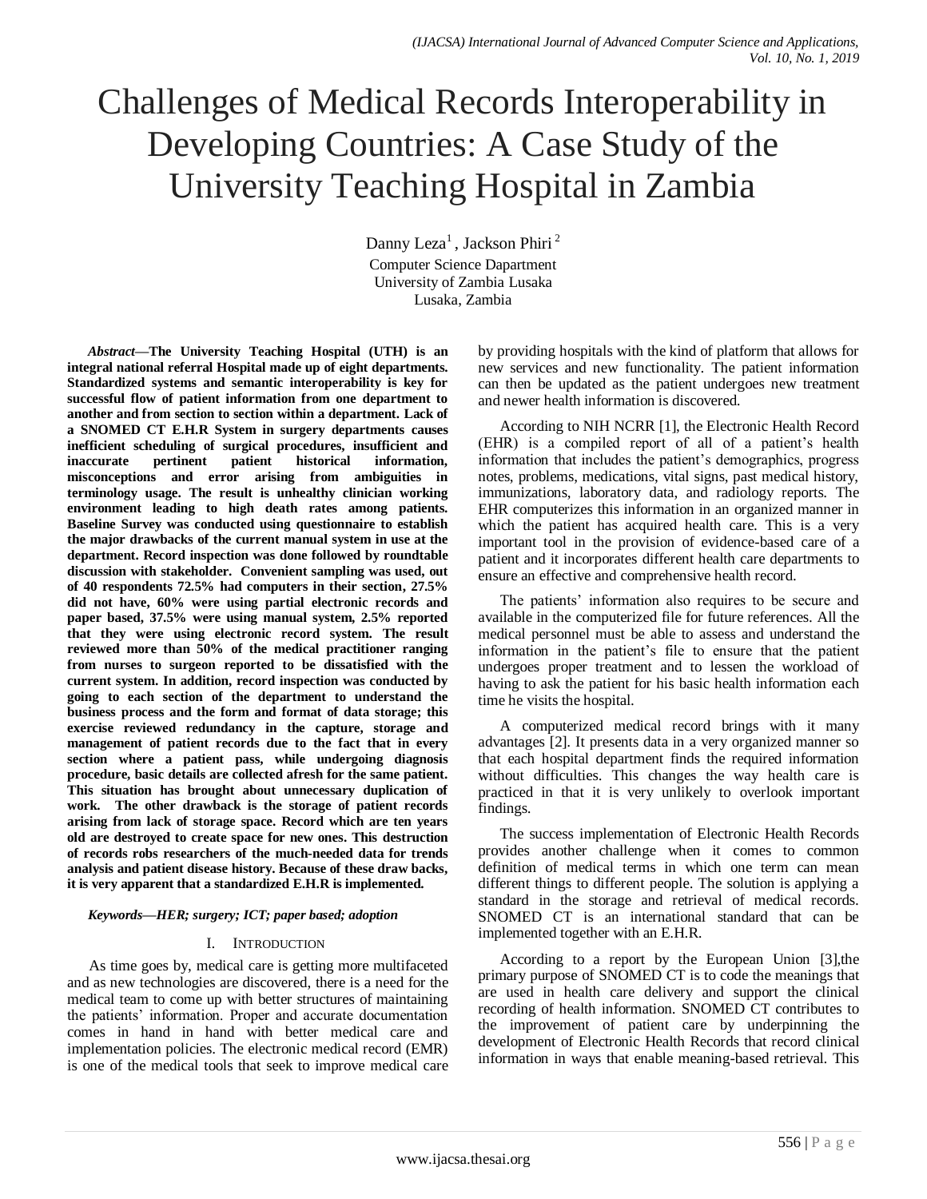// Challenges of Medical Records Interoperability in Developing Countries: A Case Study of the University Teaching Hospital in Zambia

Danny Leza[1], Jackson Phiri[2]

Computer Science Dapartment
University of Zambia Lusaka
Lusaka, Zambia

***Abstract*—The University Teaching Hospital (UTH) is an integral national referral Hospital made up of eight departments. Standardized systems and semantic interoperability is key for successful flow of patient information from one department to another and from section to section within a department. Lack of a SNOMED CT E.H.R System in surgery departments causes inefficient scheduling of surgical procedures, insufficient and inaccurate pertinent patient historical information, misconceptions and error arising from ambiguities in terminology usage. The result is unhealthy clinician working environment leading to high death rates among patients. Baseline Survey was conducted using questionnaire to establish the major drawbacks of the current manual system in use at the department. Record inspection was done followed by roundtable discussion with stakeholder. Convenient sampling was used, out of 40 respondents 72.5% had computers in their section, 27.5% did not have, 60% were using partial electronic records and paper based, 37.5% were using manual system, 2.5% reported that they were using electronic record system. The result reviewed more than 50% of the medical practitioner ranging from nurses to surgeon reported to be dissatisfied with the current system. In addition, record inspection was conducted by going to each section of the department to understand the business process and the form and format of data storage; this exercise reviewed redundancy in the capture, storage and management of patient records due to the fact that in every section where a patient pass, while undergoing diagnosis procedure, basic details are collected afresh for the same patient. This situation has brought about unnecessary duplication of work. The other drawback is the storage of patient records arising from lack of storage space. Record which are ten years old are destroyed to create space for new ones. This destruction of records robs researchers of the much-needed data for trends analysis and patient disease history. Because of these draw backs, it is very apparent that a standardized E.H.R is implemented.**

***Keywords*—HER; surgery; ICT; paper based; adoption**

## I. Introduction

As time goes by, medical care is getting more multifaceted and as new technologies are discovered, there is a need for the medical team to come up with better structures of maintaining the patients' information. Proper and accurate documentation comes in hand in hand with better medical care and implementation policies. The electronic medical record (EMR) is one of the medical tools that seek to improve medical care by providing hospitals with the kind of platform that allows for new services and new functionality. The patient information can then be updated as the patient undergoes new treatment and newer health information is discovered.

According to NIH NCRR [1], the Electronic Health Record (EHR) is a compiled report of all of a patient's health information that includes the patient's demographics, progress notes, problems, medications, vital signs, past medical history, immunizations, laboratory data, and radiology reports. The EHR computerizes this information in an organized manner in which the patient has acquired health care. This is a very important tool in the provision of evidence-based care of a patient and it incorporates different health care departments to ensure an effective and comprehensive health record.

The patients' information also requires to be secure and available in the computerized file for future references. All the medical personnel must be able to assess and understand the information in the patient's file to ensure that the patient undergoes proper treatment and to lessen the workload of having to ask the patient for his basic health information each time he visits the hospital.

A computerized medical record brings with it many advantages [2]. It presents data in a very organized manner so that each hospital department finds the required information without difficulties. This changes the way health care is practiced in that it is very unlikely to overlook important findings.

The success implementation of Electronic Health Records provides another challenge when it comes to common definition of medical terms in which one term can mean different things to different people. The solution is applying a standard in the storage and retrieval of medical records. SNOMED CT is an international standard that can be implemented together with an E.H.R.

According to a report by the European Union [3],the primary purpose of SNOMED CT is to code the meanings that are used in health care delivery and support the clinical recording of health information. SNOMED CT contributes to the improvement of patient care by underpinning the development of Electronic Health Records that record clinical information in ways that enable meaning-based retrieval. This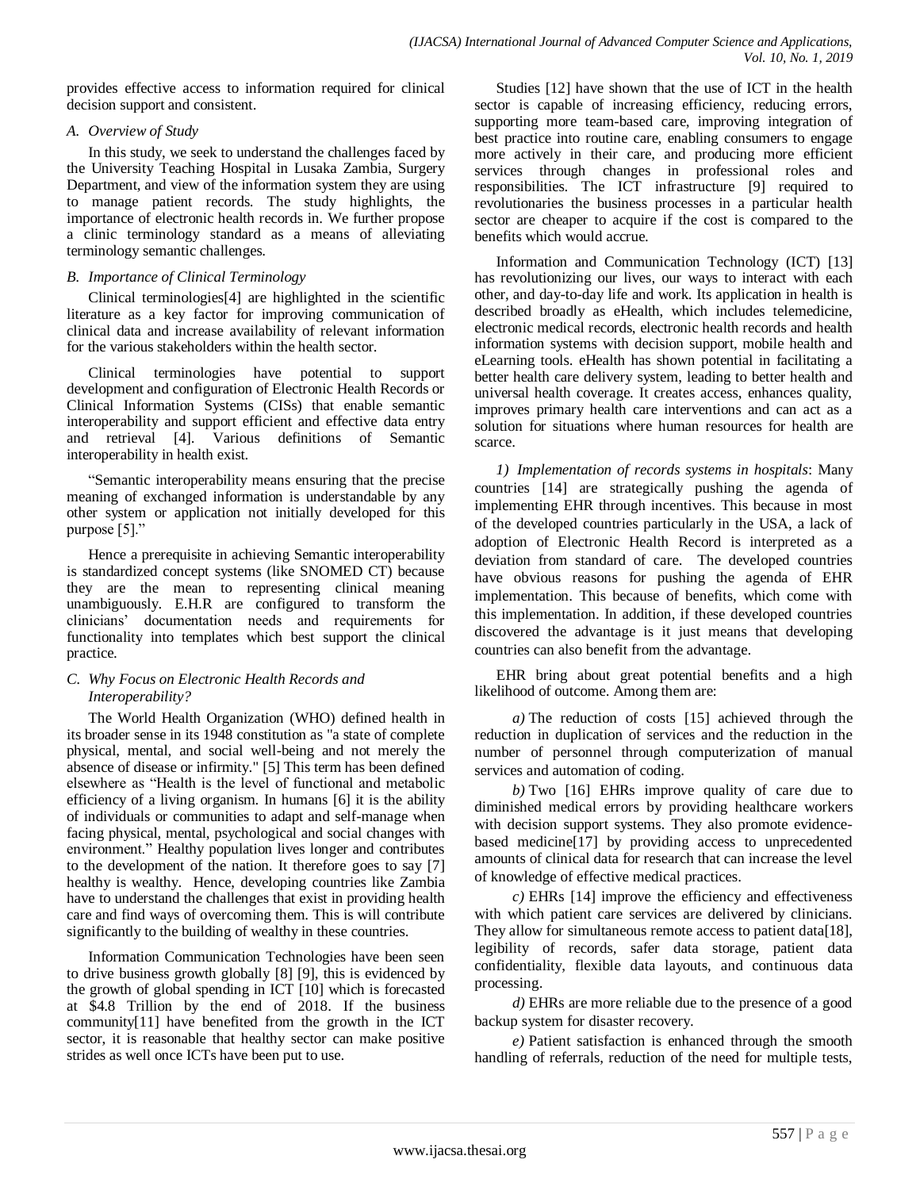provides effective access to information required for clinical decision support and consistent.

### A. Overview of Study

In this study, we seek to understand the challenges faced by the University Teaching Hospital in Lusaka Zambia, Surgery Department, and view of the information system they are using to manage patient records. The study highlights, the importance of electronic health records in. We further propose a clinic terminology standard as a means of alleviating terminology semantic challenges.

### B. Importance of Clinical Terminology

Clinical terminologies[4] are highlighted in the scientific literature as a key factor for improving communication of clinical data and increase availability of relevant information for the various stakeholders within the health sector.

Clinical terminologies have potential to support development and configuration of Electronic Health Records or Clinical Information Systems (CISs) that enable semantic interoperability and support efficient and effective data entry and retrieval [4]. Various definitions of Semantic interoperability in health exist.

"Semantic interoperability means ensuring that the precise meaning of exchanged information is understandable by any other system or application not initially developed for this purpose [5]."

Hence a prerequisite in achieving Semantic interoperability is standardized concept systems (like SNOMED CT) because they are the mean to representing clinical meaning unambiguously. E.H.R are configured to transform the clinicians' documentation needs and requirements for functionality into templates which best support the clinical practice.

### C. Why Focus on Electronic Health Records and Interoperability?

The World Health Organization (WHO) defined health in its broader sense in its 1948 constitution as "a state of complete physical, mental, and social well-being and not merely the absence of disease or infirmity." [5] This term has been defined elsewhere as "Health is the level of functional and metabolic efficiency of a living organism. In humans [6] it is the ability of individuals or communities to adapt and self-manage when facing physical, mental, psychological and social changes with environment." Healthy population lives longer and contributes to the development of the nation. It therefore goes to say [7] healthy is wealthy. Hence, developing countries like Zambia have to understand the challenges that exist in providing health care and find ways of overcoming them. This will contribute significantly to the building of wealthy in these countries.

Information Communication Technologies have been seen to drive business growth globally [8] [9], this is evidenced by the growth of global spending in ICT [10] which is forecasted at $4.8 Trillion by the end of 2018. If the business community[11] have benefited from the growth in the ICT sector, it is reasonable that healthy sector can make positive strides as well once ICTs have been put to use.

Studies [12] have shown that the use of ICT in the health sector is capable of increasing efficiency, reducing errors, supporting more team-based care, improving integration of best practice into routine care, enabling consumers to engage more actively in their care, and producing more efficient services through changes in professional roles and responsibilities. The ICT infrastructure [9] required to revolutionaries the business processes in a particular health sector are cheaper to acquire if the cost is compared to the benefits which would accrue.

Information and Communication Technology (ICT) [13] has revolutionizing our lives, our ways to interact with each other, and day-to-day life and work. Its application in health is described broadly as eHealth, which includes telemedicine, electronic medical records, electronic health records and health information systems with decision support, mobile health and eLearning tools. eHealth has shown potential in facilitating a better health care delivery system, leading to better health and universal health coverage. It creates access, enhances quality, improves primary health care interventions and can act as a solution for situations where human resources for health are scarce.

*1) Implementation of records systems in hospitals*: Many countries [14] are strategically pushing the agenda of implementing EHR through incentives. This because in most of the developed countries particularly in the USA, a lack of adoption of Electronic Health Record is interpreted as a deviation from standard of care. The developed countries have obvious reasons for pushing the agenda of EHR implementation. This because of benefits, which come with this implementation. In addition, if these developed countries discovered the advantage is it just means that developing countries can also benefit from the advantage.

EHR bring about great potential benefits and a high likelihood of outcome. Among them are:

*a)* The reduction of costs [15] achieved through the reduction in duplication of services and the reduction in the number of personnel through computerization of manual services and automation of coding.

*b)* Two [16] EHRs improve quality of care due to diminished medical errors by providing healthcare workers with decision support systems. They also promote evidence-based medicine[17] by providing access to unprecedented amounts of clinical data for research that can increase the level of knowledge of effective medical practices.

*c)* EHRs [14] improve the efficiency and effectiveness with which patient care services are delivered by clinicians. They allow for simultaneous remote access to patient data[18], legibility of records, safer data storage, patient data confidentiality, flexible data layouts, and continuous data processing.

*d)* EHRs are more reliable due to the presence of a good backup system for disaster recovery.

*e)* Patient satisfaction is enhanced through the smooth handling of referrals, reduction of the need for multiple tests,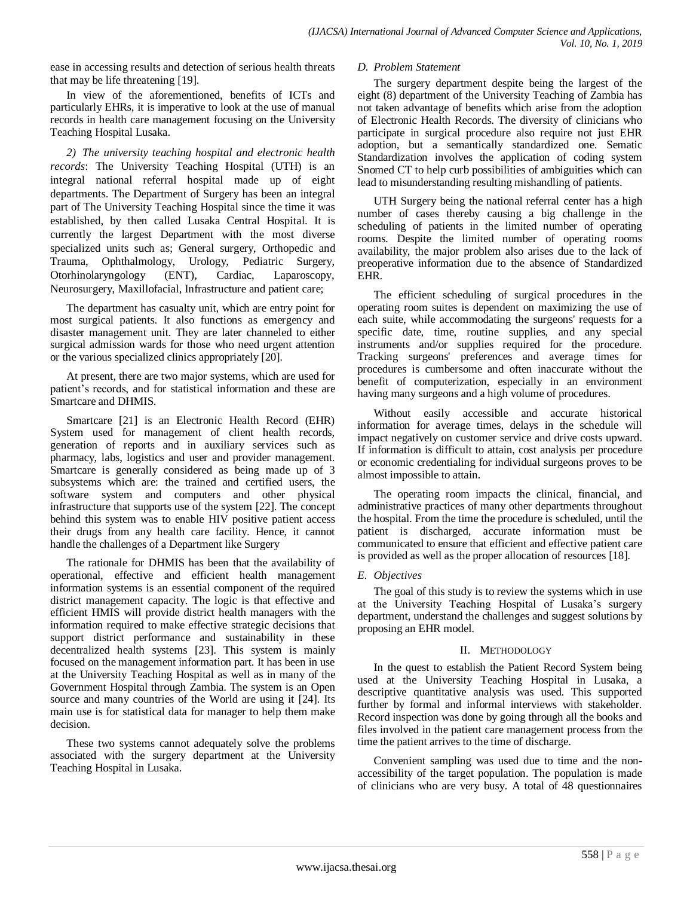ease in accessing results and detection of serious health threats that may be life threatening [19].

In view of the aforementioned, benefits of ICTs and particularly EHRs, it is imperative to look at the use of manual records in health care management focusing on the University Teaching Hospital Lusaka.

*2) The university teaching hospital and electronic health records*: The University Teaching Hospital (UTH) is an integral national referral hospital made up of eight departments. The Department of Surgery has been an integral part of The University Teaching Hospital since the time it was established, by then called Lusaka Central Hospital. It is currently the largest Department with the most diverse specialized units such as; General surgery, Orthopedic and Trauma, Ophthalmology, Urology, Pediatric Surgery, Otorhinolaryngology (ENT), Cardiac, Laparoscopy, Neurosurgery, Maxillofacial, Infrastructure and patient care;

The department has casualty unit, which are entry point for most surgical patients. It also functions as emergency and disaster management unit. They are later channeled to either surgical admission wards for those who need urgent attention or the various specialized clinics appropriately [20].

At present, there are two major systems, which are used for patient's records, and for statistical information and these are Smartcare and DHMIS.

Smartcare [21] is an Electronic Health Record (EHR) System used for management of client health records, generation of reports and in auxiliary services such as pharmacy, labs, logistics and user and provider management. Smartcare is generally considered as being made up of 3 subsystems which are: the trained and certified users, the software system and computers and other physical infrastructure that supports use of the system [22]. The concept behind this system was to enable HIV positive patient access their drugs from any health care facility. Hence, it cannot handle the challenges of a Department like Surgery

The rationale for DHMIS has been that the availability of operational, effective and efficient health management information systems is an essential component of the required district management capacity. The logic is that effective and efficient HMIS will provide district health managers with the information required to make effective strategic decisions that support district performance and sustainability in these decentralized health systems [23]. This system is mainly focused on the management information part. It has been in use at the University Teaching Hospital as well as in many of the Government Hospital through Zambia. The system is an Open source and many countries of the World are using it [24]. Its main use is for statistical data for manager to help them make decision.

These two systems cannot adequately solve the problems associated with the surgery department at the University Teaching Hospital in Lusaka.

### *D. Problem Statement*

The surgery department despite being the largest of the eight (8) department of the University Teaching of Zambia has not taken advantage of benefits which arise from the adoption of Electronic Health Records. The diversity of clinicians who participate in surgical procedure also require not just EHR adoption, but a semantically standardized one. Sematic Standardization involves the application of coding system Snomed CT to help curb possibilities of ambiguities which can lead to misunderstanding resulting mishandling of patients.

UTH Surgery being the national referral center has a high number of cases thereby causing a big challenge in the scheduling of patients in the limited number of operating rooms. Despite the limited number of operating rooms availability, the major problem also arises due to the lack of preoperative information due to the absence of Standardized EHR.

The efficient scheduling of surgical procedures in the operating room suites is dependent on maximizing the use of each suite, while accommodating the surgeons' requests for a specific date, time, routine supplies, and any special instruments and/or supplies required for the procedure. Tracking surgeons' preferences and average times for procedures is cumbersome and often inaccurate without the benefit of computerization, especially in an environment having many surgeons and a high volume of procedures.

Without easily accessible and accurate historical information for average times, delays in the schedule will impact negatively on customer service and drive costs upward. If information is difficult to attain, cost analysis per procedure or economic credentialing for individual surgeons proves to be almost impossible to attain.

The operating room impacts the clinical, financial, and administrative practices of many other departments throughout the hospital. From the time the procedure is scheduled, until the patient is discharged, accurate information must be communicated to ensure that efficient and effective patient care is provided as well as the proper allocation of resources [18].

### *E. Objectives*

The goal of this study is to review the systems which in use at the University Teaching Hospital of Lusaka's surgery department, understand the challenges and suggest solutions by proposing an EHR model.

## II. Methodology

In the quest to establish the Patient Record System being used at the University Teaching Hospital in Lusaka, a descriptive quantitative analysis was used. This supported further by formal and informal interviews with stakeholder. Record inspection was done by going through all the books and files involved in the patient care management process from the time the patient arrives to the time of discharge.

Convenient sampling was used due to time and the non-accessibility of the target population. The population is made of clinicians who are very busy. A total of 48 questionnaires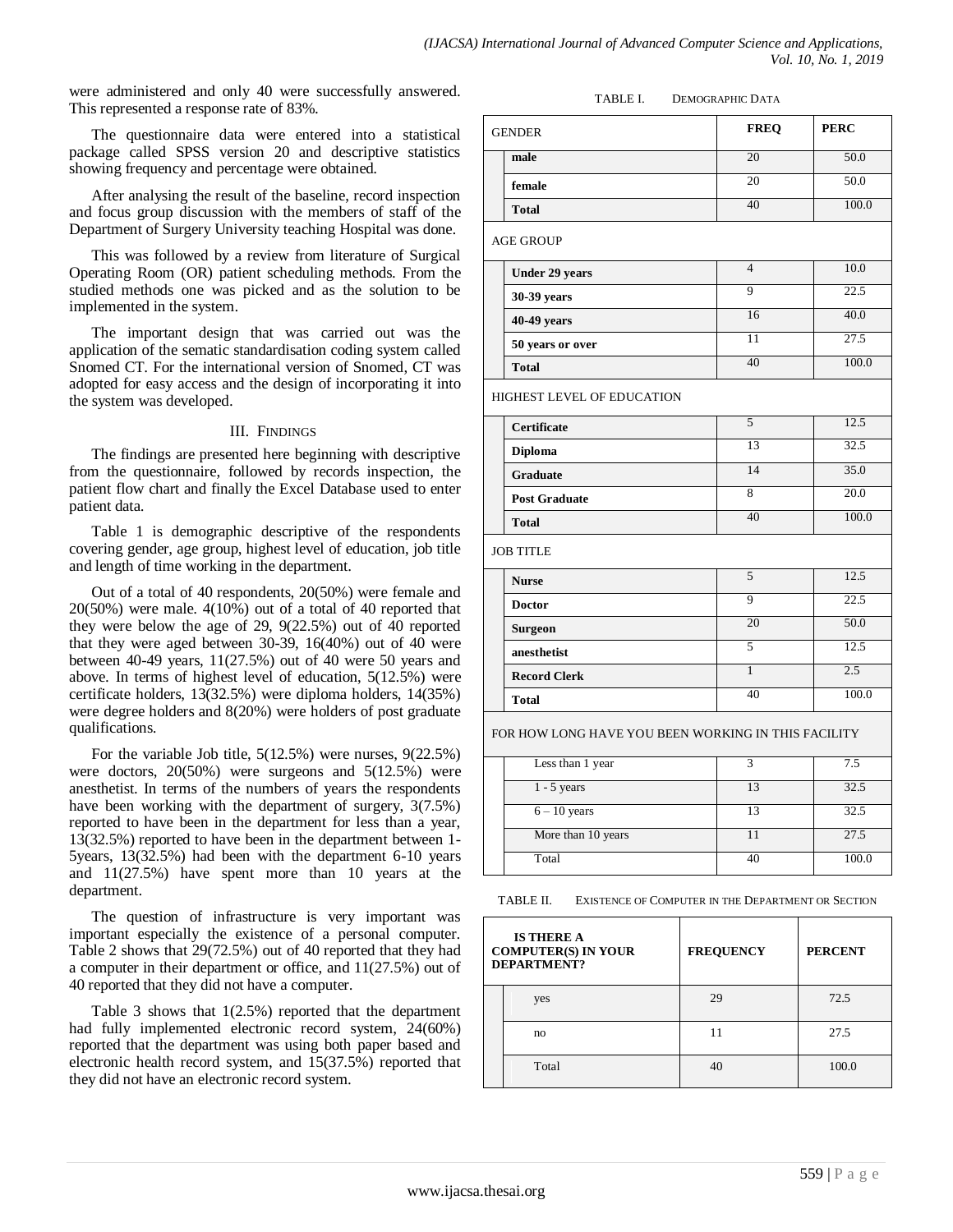were administered and only 40 were successfully answered. This represented a response rate of 83%.

The questionnaire data were entered into a statistical package called SPSS version 20 and descriptive statistics showing frequency and percentage were obtained.

After analysing the result of the baseline, record inspection and focus group discussion with the members of staff of the Department of Surgery University teaching Hospital was done.

This was followed by a review from literature of Surgical Operating Room (OR) patient scheduling methods. From the studied methods one was picked and as the solution to be implemented in the system.

The important design that was carried out was the application of the sematic standardisation coding system called Snomed CT. For the international version of Snomed, CT was adopted for easy access and the design of incorporating it into the system was developed.

## III. Findings

The findings are presented here beginning with descriptive from the questionnaire, followed by records inspection, the patient flow chart and finally the Excel Database used to enter patient data.

Table 1 is demographic descriptive of the respondents covering gender, age group, highest level of education, job title and length of time working in the department.

Out of a total of 40 respondents, 20(50%) were female and 20(50%) were male. 4(10%) out of a total of 40 reported that they were below the age of 29, 9(22.5%) out of 40 reported that they were aged between 30-39, 16(40%) out of 40 were between 40-49 years, 11(27.5%) out of 40 were 50 years and above. In terms of highest level of education, 5(12.5%) were certificate holders, 13(32.5%) were diploma holders, 14(35%) were degree holders and 8(20%) were holders of post graduate qualifications.

For the variable Job title, 5(12.5%) were nurses, 9(22.5%) were doctors, 20(50%) were surgeons and 5(12.5%) were anesthetist. In terms of the numbers of years the respondents have been working with the department of surgery, 3(7.5%) reported to have been in the department for less than a year, 13(32.5%) reported to have been in the department between 1-5years, 13(32.5%) had been with the department 6-10 years and 11(27.5%) have spent more than 10 years at the department.

The question of infrastructure is very important was important especially the existence of a personal computer. Table 2 shows that 29(72.5%) out of 40 reported that they had a computer in their department or office, and 11(27.5%) out of 40 reported that they did not have a computer.

Table 3 shows that 1(2.5%) reported that the department had fully implemented electronic record system, 24(60%) reported that the department was using both paper based and electronic health record system, and 15(37.5%) reported that they did not have an electronic record system.

TABLE I. Demographic Data

| GENDER | | FREQ | PERC |
|---|---|---|---|
| | **male** | 20 | 50.0 |
| | **female** | 20 | 50.0 |
| | **Total** | 40 | 100.0 |
| AGE GROUP | | | |
| | **Under 29 years** | 4 | 10.0 |
| | **30-39 years** | 9 | 22.5 |
| | **40-49 years** | 16 | 40.0 |
| | **50 years or over** | 11 | 27.5 |
| | **Total** | 40 | 100.0 |
| HIGHEST LEVEL OF EDUCATION | | | |
| | **Certificate** | 5 | 12.5 |
| | **Diploma** | 13 | 32.5 |
| | **Graduate** | 14 | 35.0 |
| | **Post Graduate** | 8 | 20.0 |
| | **Total** | 40 | 100.0 |
| JOB TITLE | | | |
| | **Nurse** | 5 | 12.5 |
| | **Doctor** | 9 | 22.5 |
| | **Surgeon** | 20 | 50.0 |
| | **anesthetist** | 5 | 12.5 |
| | **Record Clerk** | 1 | 2.5 |
| | **Total** | 40 | 100.0 |
| FOR HOW LONG HAVE YOU BEEN WORKING IN THIS FACILITY | | | |
| | Less than 1 year | 3 | 7.5 |
| | 1 - 5 years | 13 | 32.5 |
| | 6 – 10 years | 13 | 32.5 |
| | More than 10 years | 11 | 27.5 |
| | Total | 40 | 100.0 |

TABLE II. Existence of Computer in the Department or Section

| IS THERE A COMPUTER(S) IN YOUR DEPARTMENT? | | FREQUENCY | PERCENT |
|---|---|---|---|
| | yes | 29 | 72.5 |
| | no | 11 | 27.5 |
| | Total | 40 | 100.0 |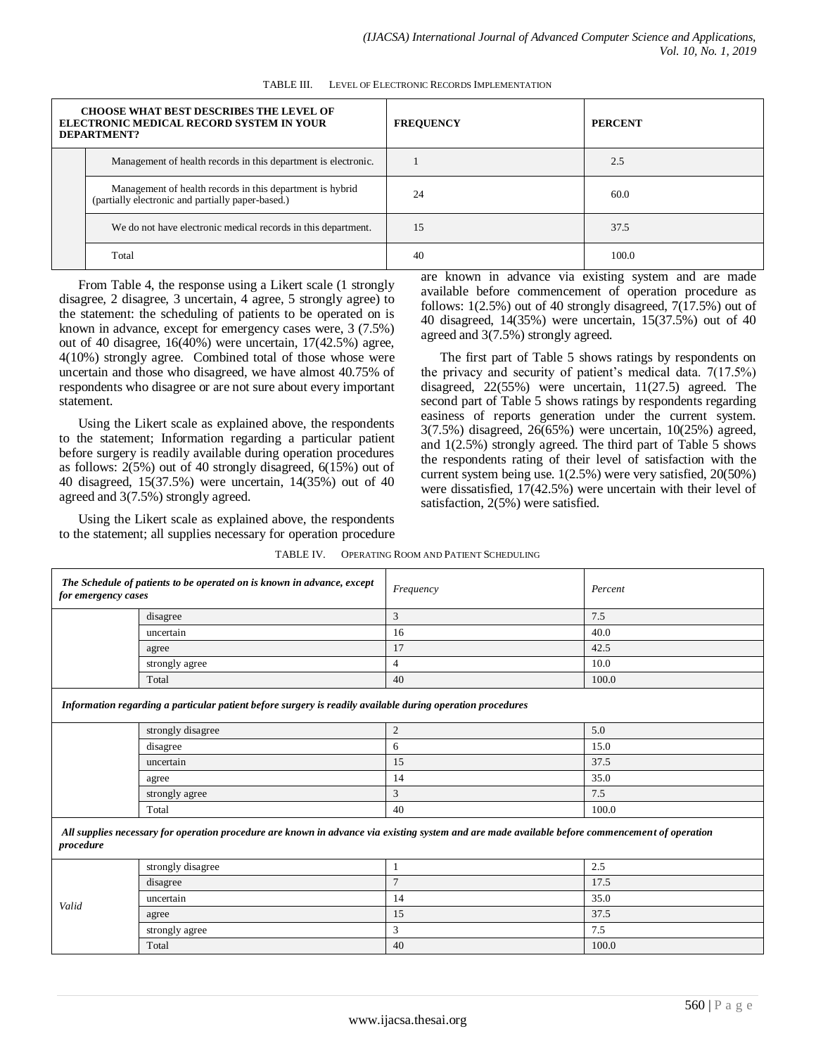TABLE III. LEVEL OF ELECTRONIC RECORDS IMPLEMENTATION

| CHOOSE WHAT BEST DESCRIBES THE LEVEL OF ELECTRONIC MEDICAL RECORD SYSTEM IN YOUR DEPARTMENT? | | FREQUENCY | PERCENT |
|---|---|---|---|
| | Management of health records in this department is electronic. | 1 | 2.5 |
| | Management of health records in this department is hybrid (partially electronic and partially paper-based.) | 24 | 60.0 |
| | We do not have electronic medical records in this department. | 15 | 37.5 |
| | Total | 40 | 100.0 |

From Table 4, the response using a Likert scale (1 strongly disagree, 2 disagree, 3 uncertain, 4 agree, 5 strongly agree) to the statement: the scheduling of patients to be operated on is known in advance, except for emergency cases were, 3 (7.5%) out of 40 disagree, 16(40%) were uncertain, 17(42.5%) agree, 4(10%) strongly agree. Combined total of those whose were uncertain and those who disagreed, we have almost 40.75% of respondents who disagree or are not sure about every important statement.

Using the Likert scale as explained above, the respondents to the statement; Information regarding a particular patient before surgery is readily available during operation procedures as follows: 2(5%) out of 40 strongly disagreed, 6(15%) out of 40 disagreed, 15(37.5%) were uncertain, 14(35%) out of 40 agreed and 3(7.5%) strongly agreed.

Using the Likert scale as explained above, the respondents to the statement; all supplies necessary for operation procedure are known in advance via existing system and are made available before commencement of operation procedure as follows: 1(2.5%) out of 40 strongly disagreed, 7(17.5%) out of 40 disagreed, 14(35%) were uncertain, 15(37.5%) out of 40 agreed and 3(7.5%) strongly agreed.

The first part of Table 5 shows ratings by respondents on the privacy and security of patient's medical data. 7(17.5%) disagreed, 22(55%) were uncertain, 11(27.5) agreed. The second part of Table 5 shows ratings by respondents regarding easiness of reports generation under the current system. 3(7.5%) disagreed, 26(65%) were uncertain, 10(25%) agreed, and 1(2.5%) strongly agreed. The third part of Table 5 shows the respondents rating of their level of satisfaction with the current system being use. 1(2.5%) were very satisfied, 20(50%) were dissatisfied, 17(42.5%) were uncertain with their level of satisfaction, 2(5%) were satisfied.

TABLE IV. OPERATING ROOM AND PATIENT SCHEDULING

| *The Schedule of patients to be operated on is known in advance, except for emergency cases* | | *Frequency* | *Percent* |
|---|---|---|---|
| | disagree | 3 | 7.5 |
| | uncertain | 16 | 40.0 |
| | agree | 17 | 42.5 |
| | strongly agree | 4 | 10.0 |
| | Total | 40 | 100.0 |
| ***Information regarding a particular patient before surgery is readily available during operation procedures*** | | | |
| | strongly disagree | 2 | 5.0 |
| | disagree | 6 | 15.0 |
| | uncertain | 15 | 37.5 |
| | agree | 14 | 35.0 |
| | strongly agree | 3 | 7.5 |
| | Total | 40 | 100.0 |
| ***All supplies necessary for operation procedure are known in advance via existing system and are made available before commencement of operation procedure*** | | | |
| *Valid* | strongly disagree | 1 | 2.5 |
| | disagree | 7 | 17.5 |
| | uncertain | 14 | 35.0 |
| | agree | 15 | 37.5 |
| | strongly agree | 3 | 7.5 |
| | Total | 40 | 100.0 |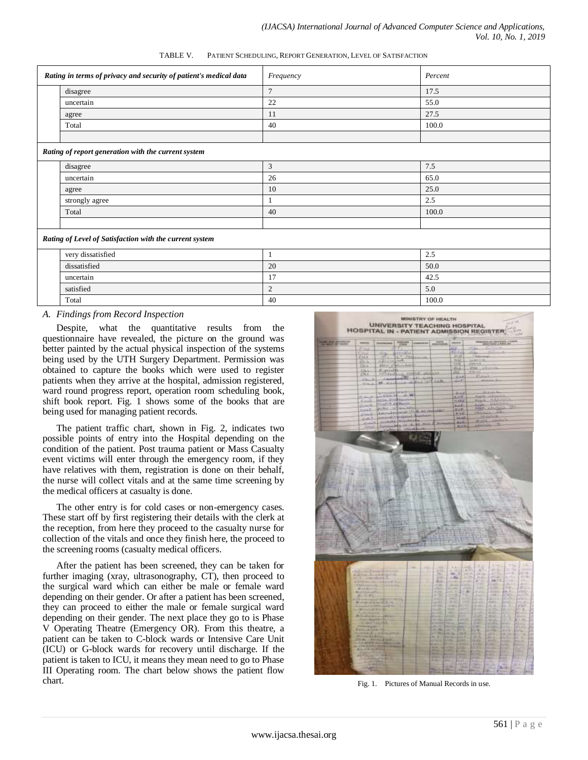TABLE V. PATIENT SCHEDULING, REPORT GENERATION, LEVEL OF SATISFACTION

| *Rating in terms of privacy and security of patient's medical data* | | *Frequency* | *Percent* |
|---|---|---|---|
| | disagree | 7 | 17.5 |
| | uncertain | 22 | 55.0 |
| | agree | 11 | 27.5 |
| | Total | 40 | 100.0 |
| | | | |
| *Rating of report generation with the current system* | | | |
| | disagree | 3 | 7.5 |
| | uncertain | 26 | 65.0 |
| | agree | 10 | 25.0 |
| | strongly agree | 1 | 2.5 |
| | Total | 40 | 100.0 |
| | | | |
| *Rating of Level of Satisfaction with the current system* | | | |
| | very dissatisfied | 1 | 2.5 |
| | dissatisfied | 20 | 50.0 |
| | uncertain | 17 | 42.5 |
| | satisfied | 2 | 5.0 |
| | Total | 40 | 100.0 |

### *A. Findings from Record Inspection*

Despite, what the quantitative results from the questionnaire have revealed, the picture on the ground was better painted by the actual physical inspection of the systems being used by the UTH Surgery Department. Permission was obtained to capture the books which were used to register patients when they arrive at the hospital, admission registered, ward round progress report, operation room scheduling book, shift book report. Fig. 1 shows some of the books that are being used for managing patient records.

The patient traffic chart, shown in Fig. 2, indicates two possible points of entry into the Hospital depending on the condition of the patient. Post trauma patient or Mass Casualty event victims will enter through the emergency room, if they have relatives with them, registration is done on their behalf, the nurse will collect vitals and at the same time screening by the medical officers at casualty is done.

The other entry is for cold cases or non-emergency cases. These start off by first registering their details with the clerk at the reception, from here they proceed to the casualty nurse for collection of the vitals and once they finish here, the proceed to the screening rooms (casualty medical officers.

After the patient has been screened, they can be taken for further imaging (xray, ultrasonography, CT), then proceed to the surgical ward which can either be male or female ward depending on their gender. Or after a patient has been screened, they can proceed to either the male or female surgical ward depending on their gender. The next place they go to is Phase V Operating Theatre (Emergency OR). From this theatre, a patient can be taken to C-block wards or Intensive Care Unit (ICU) or G-block wards for recovery until discharge. If the patient is taken to ICU, it means they mean need to go to Phase III Operating room. The chart below shows the patient flow chart.

Fig. 1. Pictures of Manual Records in use.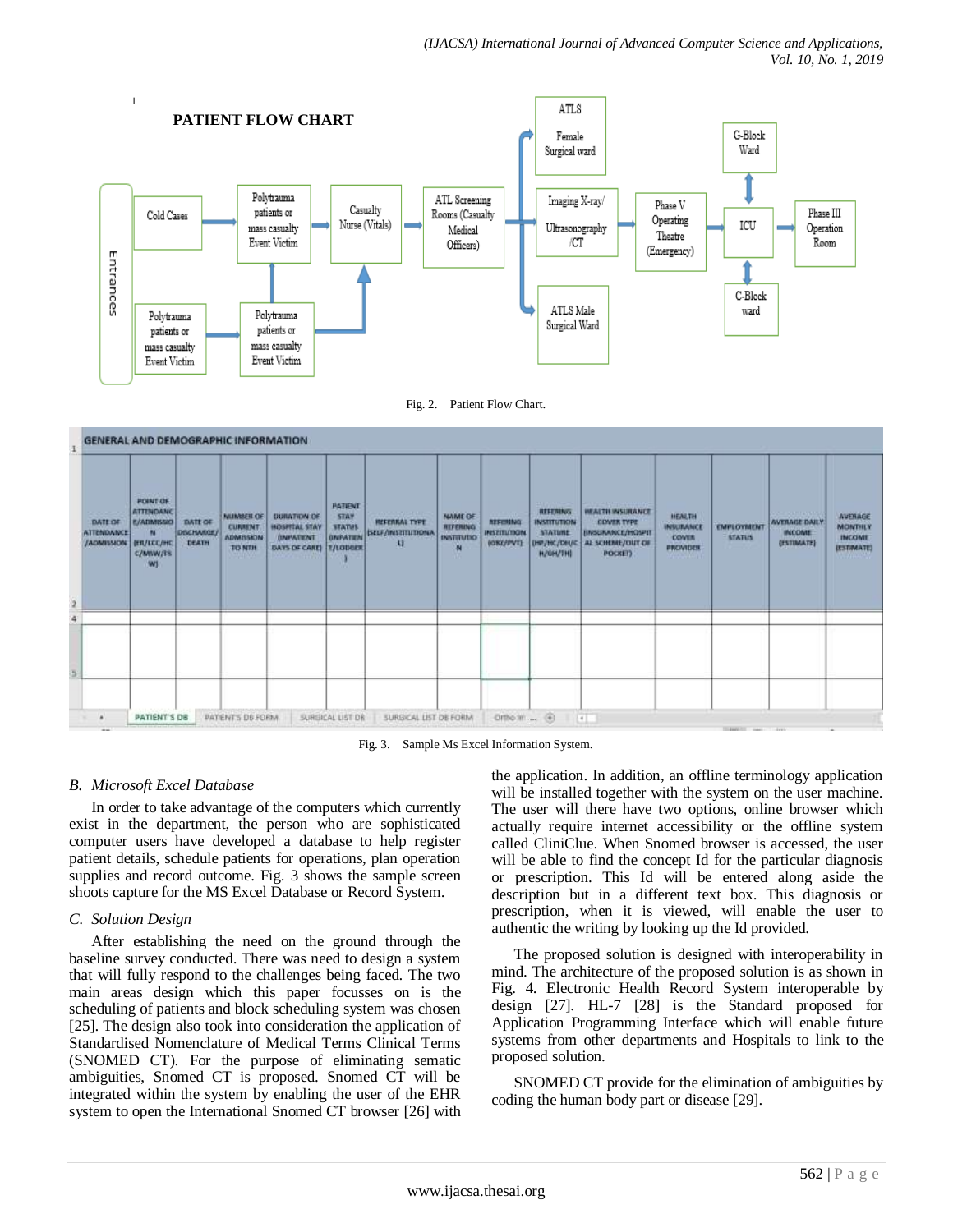Fig. 2. Patient Flow Chart.

Fig. 3. Sample Ms Excel Information System.

## B. Microsoft Excel Database

In order to take advantage of the computers which currently exist in the department, the person who are sophisticated computer users have developed a database to help register patient details, schedule patients for operations, plan operation supplies and record outcome. Fig. 3 shows the sample screen shoots capture for the MS Excel Database or Record System.

## C. Solution Design

After establishing the need on the ground through the baseline survey conducted. There was need to design a system that will fully respond to the challenges being faced. The two main areas design which this paper focusses on is the scheduling of patients and block scheduling system was chosen [25]. The design also took into consideration the application of Standardised Nomenclature of Medical Terms Clinical Terms (SNOMED CT). For the purpose of eliminating sematic ambiguities, Snomed CT is proposed. Snomed CT will be integrated within the system by enabling the user of the EHR system to open the International Snomed CT browser [26] with the application. In addition, an offline terminology application will be installed together with the system on the user machine. The user will there have two options, online browser which actually require internet accessibility or the offline system called CliniClue. When Snomed browser is accessed, the user will be able to find the concept Id for the particular diagnosis or prescription. This Id will be entered along aside the description but in a different text box. This diagnosis or prescription, when it is viewed, will enable the user to authentic the writing by looking up the Id provided.

The proposed solution is designed with interoperability in mind. The architecture of the proposed solution is as shown in Fig. 4. Electronic Health Record System interoperable by design [27]. HL-7 [28] is the Standard proposed for Application Programming Interface which will enable future systems from other departments and Hospitals to link to the proposed solution.

SNOMED CT provide for the elimination of ambiguities by coding the human body part or disease [29].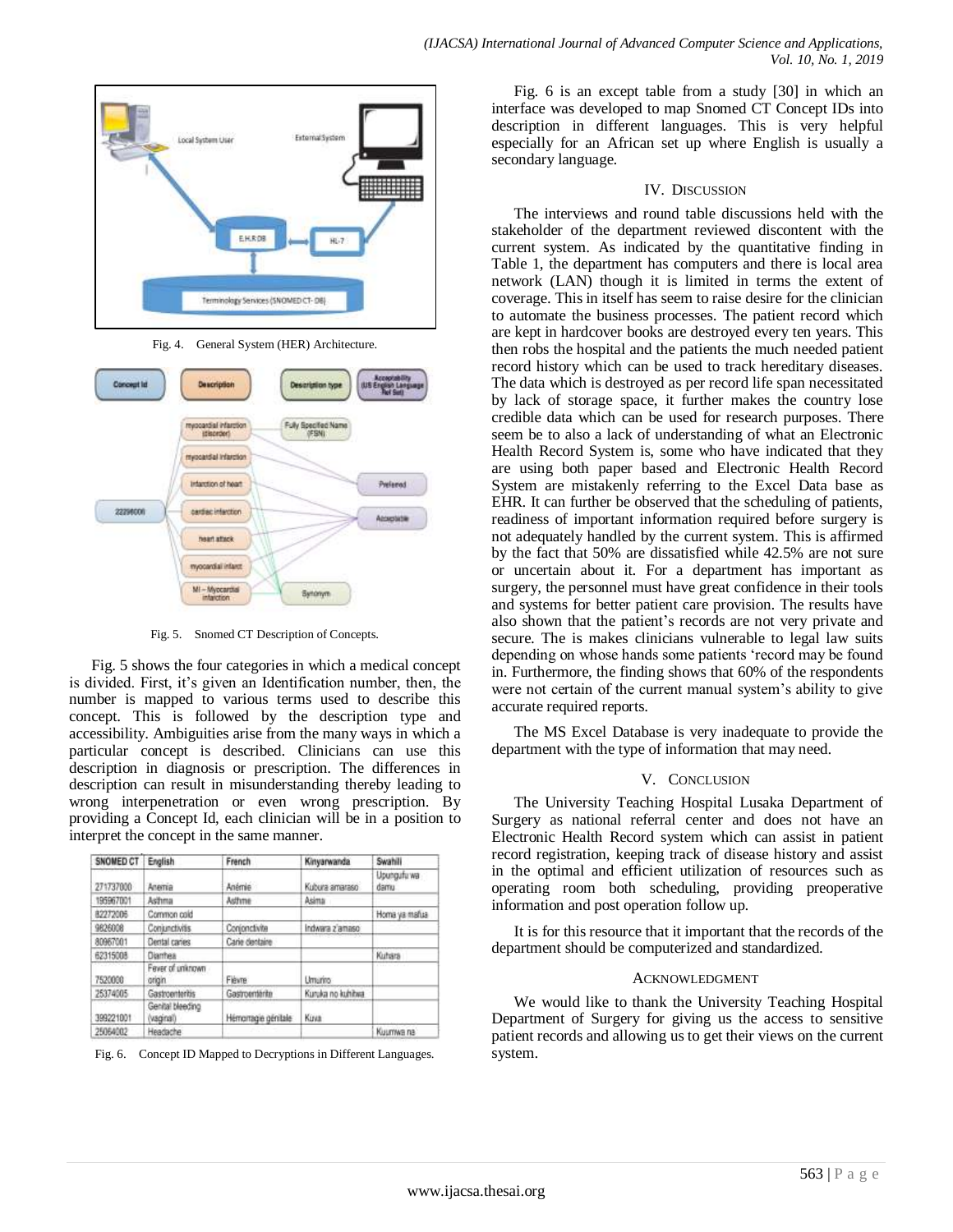Fig. 4. General System (HER) Architecture.

Fig. 5. Snomed CT Description of Concepts.

Fig. 5 shows the four categories in which a medical concept is divided. First, it's given an Identification number, then, the number is mapped to various terms used to describe this concept. This is followed by the description type and accessibility. Ambiguities arise from the many ways in which a particular concept is described. Clinicians can use this description in diagnosis or prescription. The differences in description can result in misunderstanding thereby leading to wrong interpenetration or even wrong prescription. By providing a Concept Id, each clinician will be in a position to interpret the concept in the same manner.

| SNOMED CT | English | French | Kinyarwanda | Swahili |
|---|---|---|---|---|
| 271737000 | Anemia | Anémie | Kubura amaraso | Upungufu wa damu |
| 195967001 | Asthma | Asthme | Asima | |
| 82272006 | Common cold | | | Homa ya mafua |
| 9826008 | Conjunctivitis | Conjonctivite | Indwara z'amaso | |
| 80967001 | Dental caries | Carie dentaire | | |
| 62315008 | Diarrhea | | | Kuhara |
| 7520000 | Fever of unknown origin | Fièvre | Umuriro | |
| 25374005 | Gastroenteritis | Gastroentérite | Kuruka no kuhitwa | |
| 399221001 | Genital bleeding (vaginal) | Hémorragie génitale | Kuva | |
| 25064002 | Headache | | | Kuumwa na |

Fig. 6. Concept ID Mapped to Decryptions in Different Languages.

Fig. 6 is an except table from a study [30] in which an interface was developed to map Snomed CT Concept IDs into description in different languages. This is very helpful especially for an African set up where English is usually a secondary language.

## IV. Discussion

The interviews and round table discussions held with the stakeholder of the department reviewed discontent with the current system. As indicated by the quantitative finding in Table 1, the department has computers and there is local area network (LAN) though it is limited in terms the extent of coverage. This in itself has seem to raise desire for the clinician to automate the business processes. The patient record which are kept in hardcover books are destroyed every ten years. This then robs the hospital and the patients the much needed patient record history which can be used to track hereditary diseases. The data which is destroyed as per record life span necessitated by lack of storage space, it further makes the country lose credible data which can be used for research purposes. There seem be to also a lack of understanding of what an Electronic Health Record System is, some who have indicated that they are using both paper based and Electronic Health Record System are mistakenly referring to the Excel Data base as EHR. It can further be observed that the scheduling of patients, readiness of important information required before surgery is not adequately handled by the current system. This is affirmed by the fact that 50% are dissatisfied while 42.5% are not sure or uncertain about it. For a department has important as surgery, the personnel must have great confidence in their tools and systems for better patient care provision. The results have also shown that the patient's records are not very private and secure. The is makes clinicians vulnerable to legal law suits depending on whose hands some patients 'record may be found in. Furthermore, the finding shows that 60% of the respondents were not certain of the current manual system's ability to give accurate required reports.

The MS Excel Database is very inadequate to provide the department with the type of information that may need.

## V. Conclusion

The University Teaching Hospital Lusaka Department of Surgery as national referral center and does not have an Electronic Health Record system which can assist in patient record registration, keeping track of disease history and assist in the optimal and efficient utilization of resources such as operating room both scheduling, providing preoperative information and post operation follow up.

It is for this resource that it important that the records of the department should be computerized and standardized.

## Acknowledgment

We would like to thank the University Teaching Hospital Department of Surgery for giving us the access to sensitive patient records and allowing us to get their views on the current system.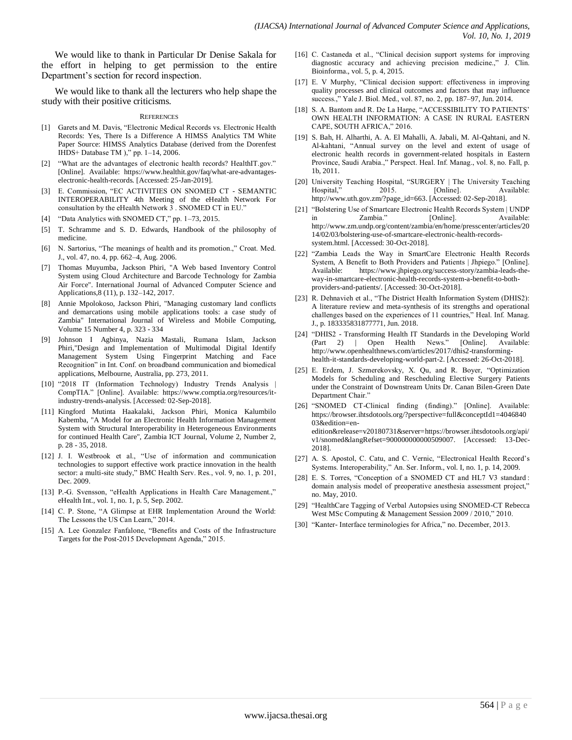We would like to thank in Particular Dr Denise Sakala for the effort in helping to get permission to the entire Department's section for record inspection.

We would like to thank all the lecturers who help shape the study with their positive criticisms.

## References

[1] Garets and M. Davis, "Electronic Medical Records vs. Electronic Health Records: Yes, There Is a Difference A HIMSS Analytics TM White Paper Source: HIMSS Analytics Database (derived from the Dorenfest IHDS+ Database TM )," pp. 1–14, 2006.

[2] "What are the advantages of electronic health records? HealthIT.gov." [Online]. Available: https://www.healthit.gov/faq/what-are-advantages-electronic-health-records. [Accessed: 25-Jan-2019].

[3] E. Commission, "EC ACTIVITIES ON SNOMED CT - SEMANTIC INTEROPERABILITY 4th Meeting of the eHealth Network For consultation by the eHealth Network 3 . SNOMED CT in EU."

[4] "Data Analytics with SNOMED CT," pp. 1–73, 2015.

[5] T. Schramme and S. D. Edwards, Handbook of the philosophy of medicine.

[6] N. Sartorius, "The meanings of health and its promotion.," Croat. Med. J., vol. 47, no. 4, pp. 662–4, Aug. 2006.

[7] Thomas Muyumba, Jackson Phiri, "A Web based Inventory Control System using Cloud Architecture and Barcode Technology for Zambia Air Force". International Journal of Advanced Computer Science and Applications,8 (11), p. 132–142, 2017.

[8] Annie Mpolokoso, Jackson Phiri, "Managing customary land conflicts and demarcations using mobile applications tools: a case study of Zambia" International Journal of Wireless and Mobile Computing, Volume 15 Number 4, p. 323 - 334

[9] Johnson I Agbinya, Nazia Mastali, Rumana Islam, Jackson Phiri,"Design and Implementation of Multimodal Digital Identify Management System Using Fingerprint Matching and Face Recognition" in Int. Conf. on broadband communication and biomedical applications, Melbourne, Australia, pp. 273, 2011.

[10] "2018 IT (Information Technology) Industry Trends Analysis | CompTIA." [Online]. Available: https://www.comptia.org/resources/it-industry-trends-analysis. [Accessed: 02-Sep-2018].

[11] Kingford Mutinta Haakalaki, Jackson Phiri, Monica Kalumbilo Kabemba, "A Model for an Electronic Health Information Management System with Structural Interoperability in Heterogeneous Environments for continued Health Care", Zambia ICT Journal, Volume 2, Number 2, p. 28 - 35, 2018.

[12] J. I. Westbrook et al., "Use of information and communication technologies to support effective work practice innovation in the health sector: a multi-site study," BMC Health Serv. Res., vol. 9, no. 1, p. 201, Dec. 2009.

[13] P.-G. Svensson, "eHealth Applications in Health Care Management.," eHealth Int., vol. 1, no. 1, p. 5, Sep. 2002.

[14] C. P. Stone, "A Glimpse at EHR Implementation Around the World: The Lessons the US Can Learn," 2014.

[15] A. Lee Gonzalez Fanfalone, "Benefits and Costs of the Infrastructure Targets for the Post-2015 Development Agenda," 2015.

[16] C. Castaneda et al., "Clinical decision support systems for improving diagnostic accuracy and achieving precision medicine.," J. Clin. Bioinforma., vol. 5, p. 4, 2015.

[17] E. V Murphy, "Clinical decision support: effectiveness in improving quality processes and clinical outcomes and factors that may influence success.," Yale J. Biol. Med., vol. 87, no. 2, pp. 187–97, Jun. 2014.

[18] S. A. Bantom and R. De La Harpe, "ACCESSIBILITY TO PATIENTS' OWN HEALTH INFORMATION: A CASE IN RURAL EASTERN CAPE, SOUTH AFRICA," 2016.

[19] S. Bah, H. Alharthi, A. A. El Mahalli, A. Jabali, M. Al-Qahtani, and N. Al-kahtani, "Annual survey on the level and extent of usage of electronic health records in government-related hospitals in Eastern Province, Saudi Arabia.," Perspect. Heal. Inf. Manag., vol. 8, no. Fall, p. 1b, 2011.

[20] University Teaching Hospital, "SURGERY | The University Teaching Hospital," 2015. [Online]. Available: http://www.uth.gov.zm/?page_id=663. [Accessed: 02-Sep-2018].

[21] "Bolstering Use of Smartcare Electronic Health Records System | UNDP in Zambia." [Online]. Available: http://www.zm.undp.org/content/zambia/en/home/presscenter/articles/2014/02/03/bolstering-use-of-smartcare-electronic-health-records-system.html. [Accessed: 30-Oct-2018].

[22] "Zambia Leads the Way in SmartCare Electronic Health Records System, A Benefit to Both Providers and Patients | Jhpiego." [Online]. Available: https://www.jhpiego.org/success-story/zambia-leads-the-way-in-smartcare-electronic-health-records-system-a-benefit-to-both-providers-and-patients/. [Accessed: 30-Oct-2018].

[23] R. Dehnavieh et al., "The District Health Information System (DHIS2): A literature review and meta-synthesis of its strengths and operational challenges based on the experiences of 11 countries," Heal. Inf. Manag. J., p. 183335831877771, Jun. 2018.

[24] "DHIS2 - Transforming Health IT Standards in the Developing World (Part 2) | Open Health News." [Online]. Available: http://www.openhealthnews.com/articles/2017/dhis2-transforming-health-it-standards-developing-world-part-2. [Accessed: 26-Oct-2018].

[25] E. Erdem, J. Szmerekovsky, X. Qu, and R. Boyer, "Optimization Models for Scheduling and Rescheduling Elective Surgery Patients under the Constraint of Downstream Units Dr. Canan Bilen-Green Date Department Chair."

[26] "SNOMED CT-Clinical finding (finding)." [Online]. Available: https://browser.ihtsdotools.org/?perspective=full&conceptId1=404684003&edition=en-edition&release=v20180731&server=https://browser.ihtsdotools.org/api/v1/snomed&langRefset=900000000000509007. [Accessed: 13-Dec-2018].

[27] A. S. Apostol, C. Catu, and C. Vernic, "Electronical Health Record's Systems. Interoperability," An. Ser. Inform., vol. I, no. 1, p. 14, 2009.

[28] E. S. Torres, "Conception of a SNOMED CT and HL7 V3 standard : domain analysis model of preoperative anesthesia assessment project," no. May, 2010.

[29] "HealthCare Tagging of Verbal Autopsies using SNOMED-CT Rebecca West MSc Computing & Management Session 2009 / 2010," 2010.

[30] "Kanter- Interface terminologies for Africa," no. December, 2013.